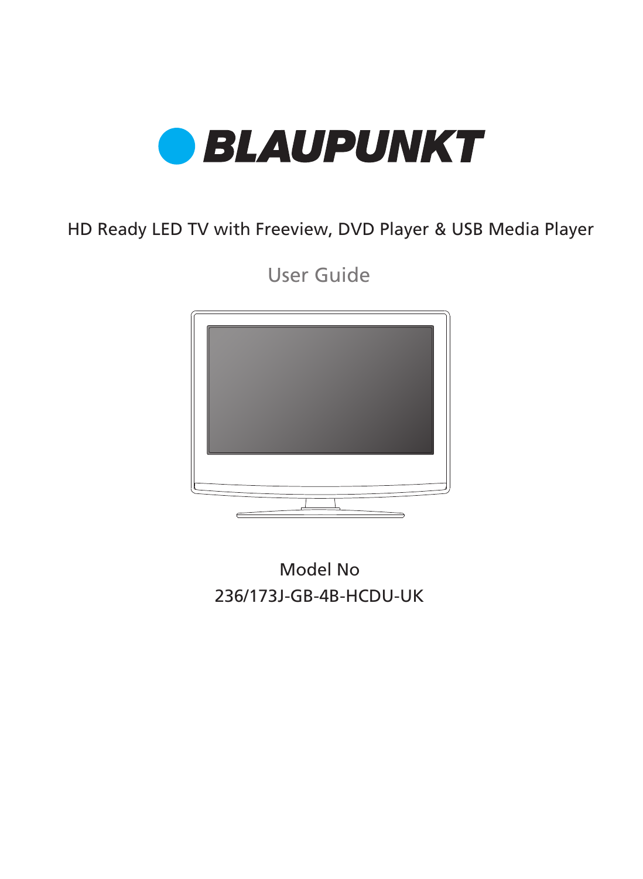# BLAUPUNKT

HD Ready LED TV with Freeview, DVD Player & USB Media Player

## User Guide

Model No

236/173J-GB-4B-HCDU-UK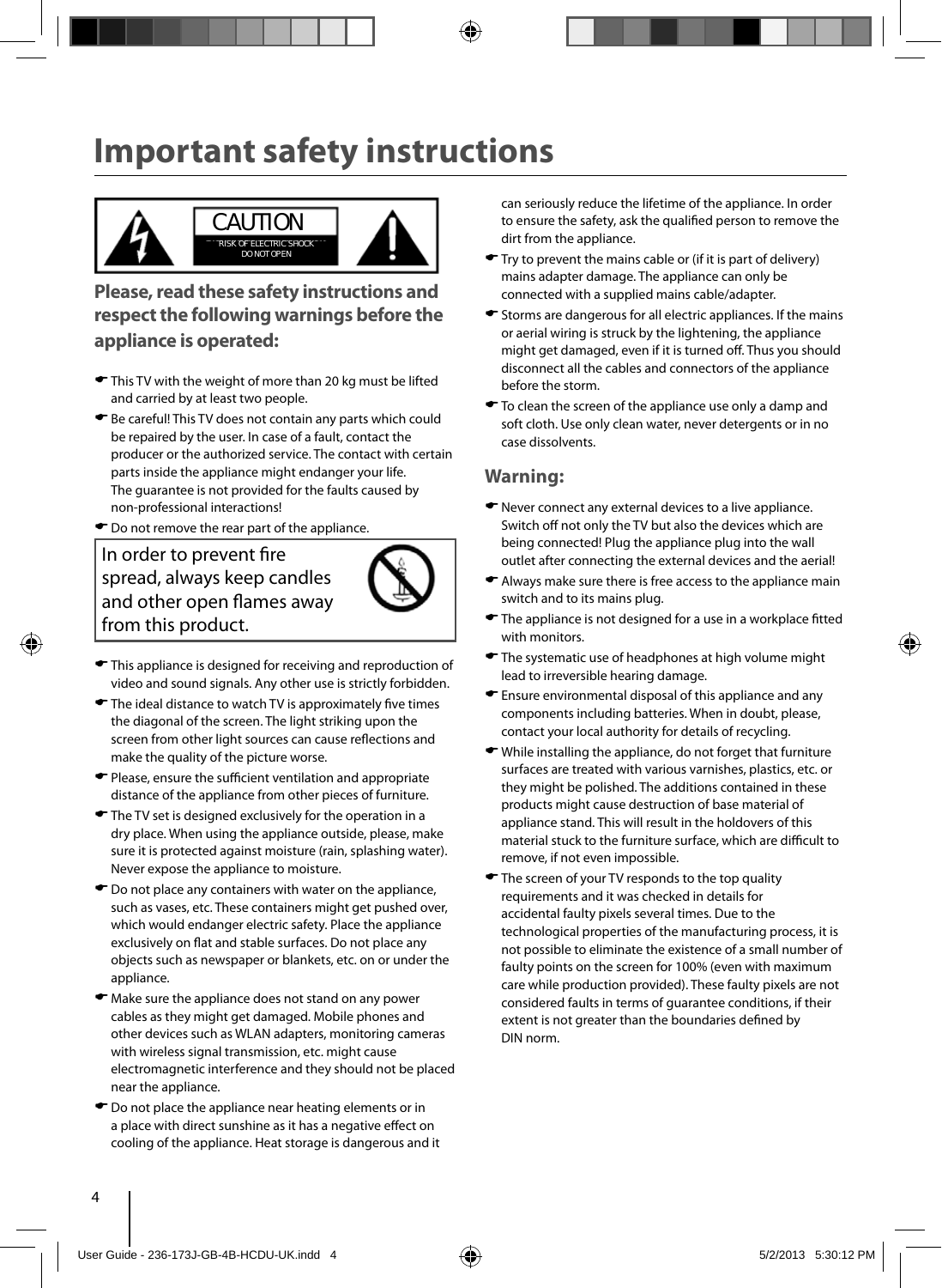# Important safety instructions

CAUTION

RISK OF ELECTRIC SHOCK
DO NOT OPEN

**Please, read these safety instructions and respect the following warnings before the appliance is operated:**

- This TV with the weight of more than 20 kg must be lifted and carried by at least two people.
- Be careful! This TV does not contain any parts which could be repaired by the user. In case of a fault, contact the producer or the authorized service. The contact with certain parts inside the appliance might endanger your life. The guarantee is not provided for the faults caused by non-professional interactions!
- Do not remove the rear part of the appliance.

In order to prevent fire spread, always keep candles and other open flames away from this product.

- This appliance is designed for receiving and reproduction of video and sound signals. Any other use is strictly forbidden.
- The ideal distance to watch TV is approximately five times the diagonal of the screen. The light striking upon the screen from other light sources can cause reflections and make the quality of the picture worse.
- Please, ensure the sufficient ventilation and appropriate distance of the appliance from other pieces of furniture.
- The TV set is designed exclusively for the operation in a dry place. When using the appliance outside, please, make sure it is protected against moisture (rain, splashing water). Never expose the appliance to moisture.
- Do not place any containers with water on the appliance, such as vases, etc. These containers might get pushed over, which would endanger electric safety. Place the appliance exclusively on flat and stable surfaces. Do not place any objects such as newspaper or blankets, etc. on or under the appliance.
- Make sure the appliance does not stand on any power cables as they might get damaged. Mobile phones and other devices such as WLAN adapters, monitoring cameras with wireless signal transmission, etc. might cause electromagnetic interference and they should not be placed near the appliance.
- Do not place the appliance near heating elements or in a place with direct sunshine as it has a negative effect on cooling of the appliance. Heat storage is dangerous and it can seriously reduce the lifetime of the appliance. In order to ensure the safety, ask the qualified person to remove the dirt from the appliance.
- Try to prevent the mains cable or (if it is part of delivery) mains adapter damage. The appliance can only be connected with a supplied mains cable/adapter.
- Storms are dangerous for all electric appliances. If the mains or aerial wiring is struck by the lightening, the appliance might get damaged, even if it is turned off. Thus you should disconnect all the cables and connectors of the appliance before the storm.
- To clean the screen of the appliance use only a damp and soft cloth. Use only clean water, never detergents or in no case dissolvents.

## Warning:

- Never connect any external devices to a live appliance. Switch off not only the TV but also the devices which are being connected! Plug the appliance plug into the wall outlet after connecting the external devices and the aerial!
- Always make sure there is free access to the appliance main switch and to its mains plug.
- The appliance is not designed for a use in a workplace fitted with monitors.
- The systematic use of headphones at high volume might lead to irreversible hearing damage.
- Ensure environmental disposal of this appliance and any components including batteries. When in doubt, please, contact your local authority for details of recycling.
- While installing the appliance, do not forget that furniture surfaces are treated with various varnishes, plastics, etc. or they might be polished. The additions contained in these products might cause destruction of base material of appliance stand. This will result in the holdovers of this material stuck to the furniture surface, which are difficult to remove, if not even impossible.
- The screen of your TV responds to the top quality requirements and it was checked in details for accidental faulty pixels several times. Due to the technological properties of the manufacturing process, it is not possible to eliminate the existence of a small number of faulty points on the screen for 100% (even with maximum care while production provided). These faulty pixels are not considered faults in terms of guarantee conditions, if their extent is not greater than the boundaries defined by DIN norm.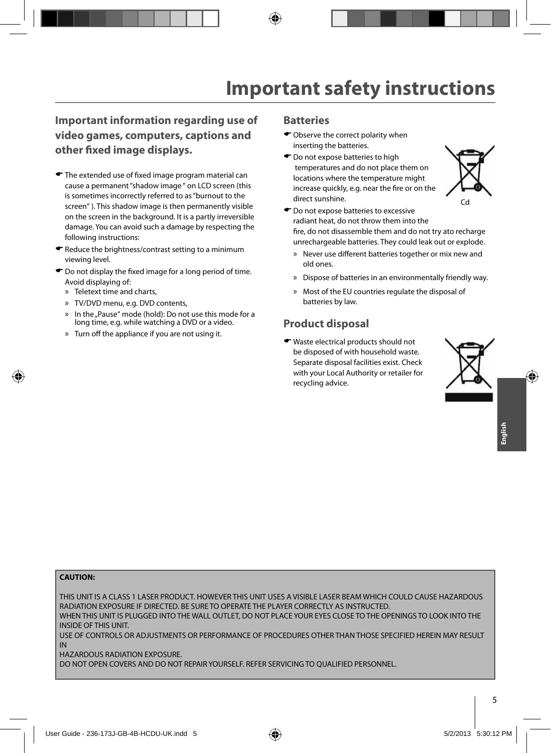# Important safety instructions

## Important information regarding use of video games, computers, captions and other fixed image displays.

- The extended use of fixed image program material can cause a permanent "shadow image " on LCD screen (this is sometimes incorrectly referred to as "burnout to the screen" ). This shadow image is then permanently visible on the screen in the background. It is a partly irreversible damage. You can avoid such a damage by respecting the following instructions:
- Reduce the brightness/contrast setting to a minimum viewing level.
- Do not display the fixed image for a long period of time. Avoid displaying of:
  - » Teletext time and charts,
  - » TV/DVD menu, e.g. DVD contents,
  - » In the „Pause" mode (hold): Do not use this mode for a long time, e.g. while watching a DVD or a video.
  - » Turn off the appliance if you are not using it.

## Batteries

- Observe the correct polarity when inserting the batteries.
- Do not expose batteries to high temperatures and do not place them on locations where the temperature might increase quickly, e.g. near the fire or on the direct sunshine.
- Do not expose batteries to excessive radiant heat, do not throw them into the fire, do not disassemble them and do not try ato recharge unrechargeable batteries. They could leak out or explode.
  - » Never use different batteries together or mix new and old ones.
  - » Dispose of batteries in an environmentally friendly way.
  - » Most of the EU countries regulate the disposal of batteries by law.

Cd

## Product disposal

- Waste electrical products should not be disposed of with household waste. Separate disposal facilities exist. Check with your Local Authority or retailer for recycling advice.

**CAUTION:**

THIS UNIT IS A CLASS 1 LASER PRODUCT. HOWEVER THIS UNIT USES A VISIBLE LASER BEAM WHICH COULD CAUSE HAZARDOUS RADIATION EXPOSURE IF DIRECTED. BE SURE TO OPERATE THE PLAYER CORRECTLY AS INSTRUCTED.
WHEN THIS UNIT IS PLUGGED INTO THE WALL OUTLET, DO NOT PLACE YOUR EYES CLOSE TO THE OPENINGS TO LOOK INTO THE INSIDE OF THIS UNIT.
USE OF CONTROLS OR ADJUSTMENTS OR PERFORMANCE OF PROCEDURES OTHER THAN THOSE SPECIFIED HEREIN MAY RESULT IN
HAZARDOUS RADIATION EXPOSURE.
DO NOT OPEN COVERS AND DO NOT REPAIR YOURSELF. REFER SERVICING TO QUALIFIED PERSONNEL.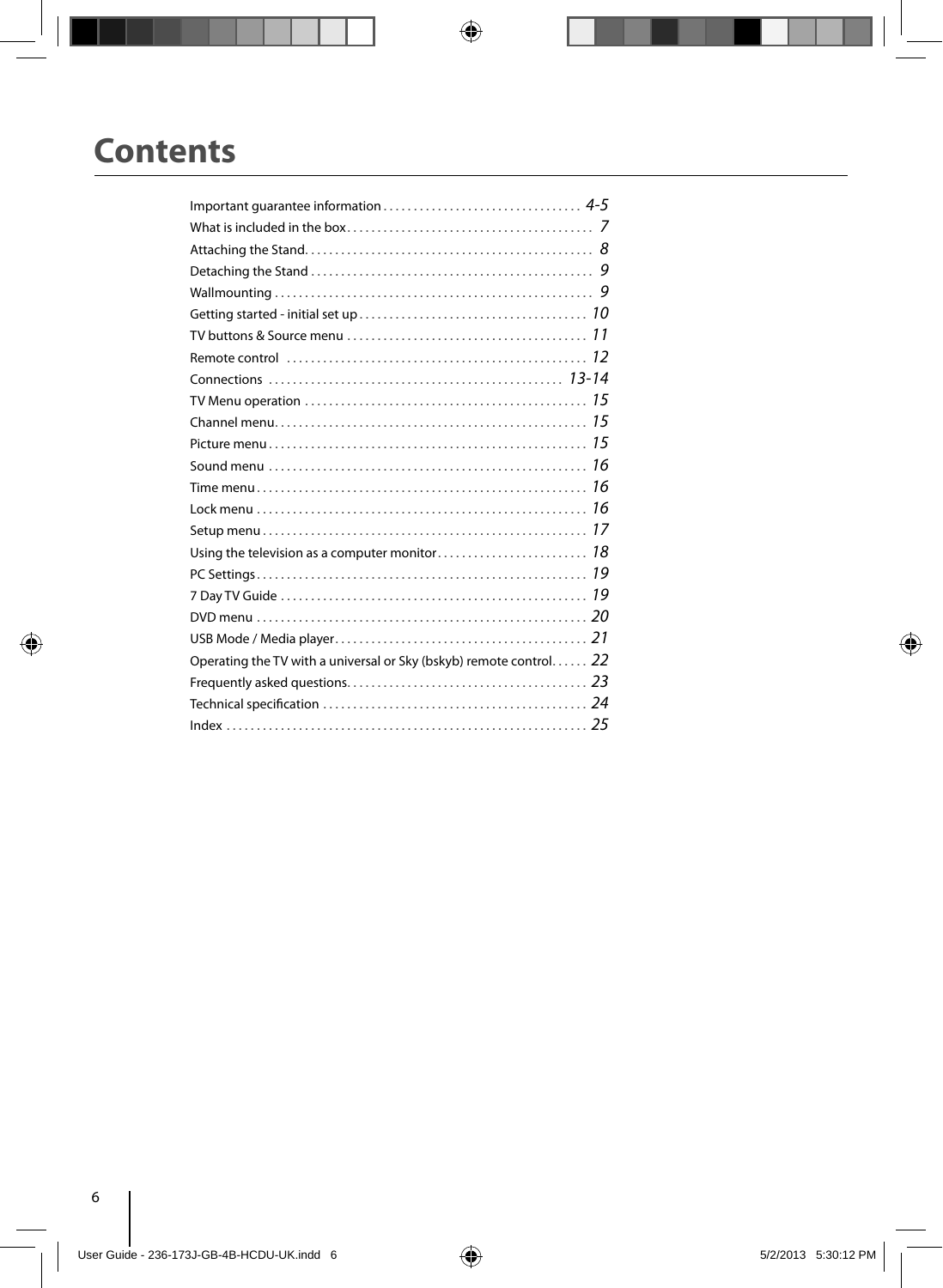# Contents

| | |
|---|---|
| Important guarantee information | 4-5 |
| What is included in the box | 7 |
| Attaching the Stand | 8 |
| Detaching the Stand | 9 |
| Wallmounting | 9 |
| Getting started - initial set up | 10 |
| TV buttons & Source menu | 11 |
| Remote control | 12 |
| Connections | 13-14 |
| TV Menu operation | 15 |
| Channel menu | 15 |
| Picture menu | 15 |
| Sound menu | 16 |
| Time menu | 16 |
| Lock menu | 16 |
| Setup menu | 17 |
| Using the television as a computer monitor | 18 |
| PC Settings | 19 |
| 7 Day TV Guide | 19 |
| DVD menu | 20 |
| USB Mode / Media player | 21 |
| Operating the TV with a universal or Sky (bskyb) remote control | 22 |
| Frequently asked questions | 23 |
| Technical specification | 24 |
| Index | 25 |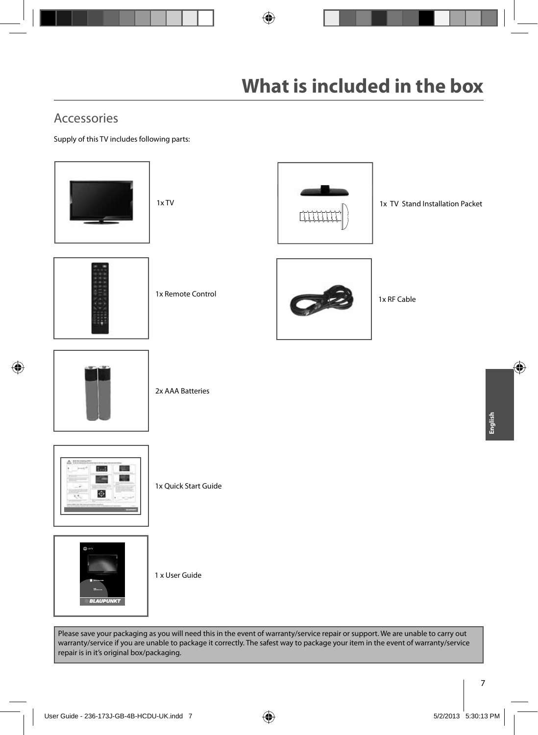# What is included in the box

## Accessories

Supply of this TV includes following parts:

- 1x TV
- 1x TV Stand Installation Packet
- 1x Remote Control
- 1x RF Cable
- 2x AAA Batteries
- 1x Quick Start Guide
- 1 x User Guide

Please save your packaging as you will need this in the event of warranty/service repair or support. We are unable to carry out warranty/service if you are unable to package it correctly. The safest way to package your item in the event of warranty/service repair is in it's original box/packaging.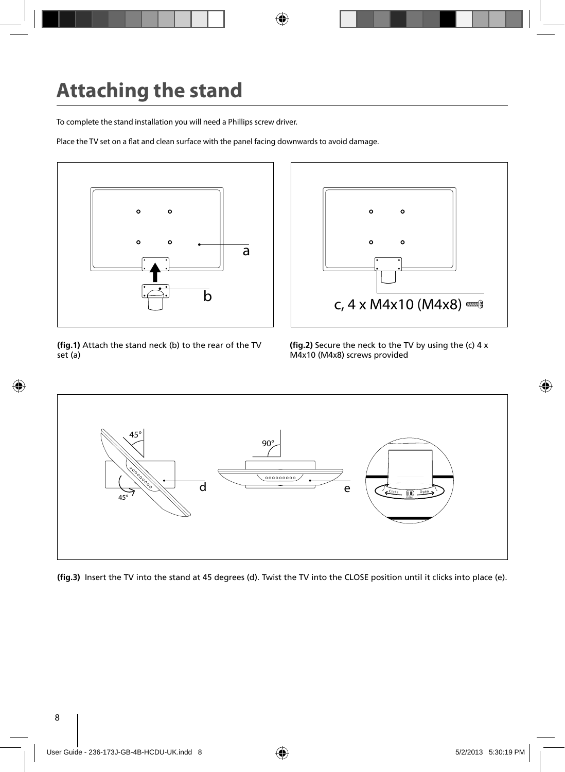# Attaching the stand

To complete the stand installation you will need a Phillips screw driver.

Place the TV set on a flat and clean surface with the panel facing downwards to avoid damage.

**(fig.1)** Attach the stand neck (b) to the rear of the TV set (a)

**(fig.2)** Secure the neck to the TV by using the (c) 4 x M4x10 (M4x8) screws provided

**(fig.3)** Insert the TV into the stand at 45 degrees (d). Twist the TV into the CLOSE position until it clicks into place (e).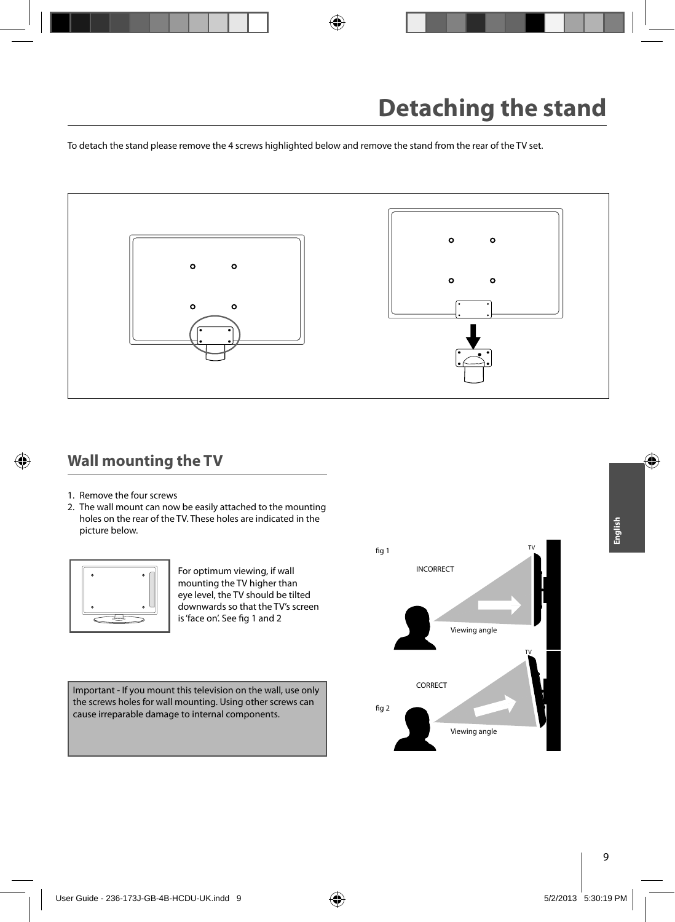# Detaching the stand

To detach the stand please remove the 4 screws highlighted below and remove the stand from the rear of the TV set.

## Wall mounting the TV

1. Remove the four screws
2. The wall mount can now be easily attached to the mounting holes on the rear of the TV. These holes are indicated in the picture below.

For optimum viewing, if wall mounting the TV higher than eye level, the TV should be tilted downwards so that the TV's screen is 'face on'. See fig 1 and 2

Important - If you mount this television on the wall, use only the screws holes for wall mounting. Using other screws can cause irreparable damage to internal components.

fig 1 — INCORRECT — Viewing angle — TV

fig 2 — CORRECT — Viewing angle — TV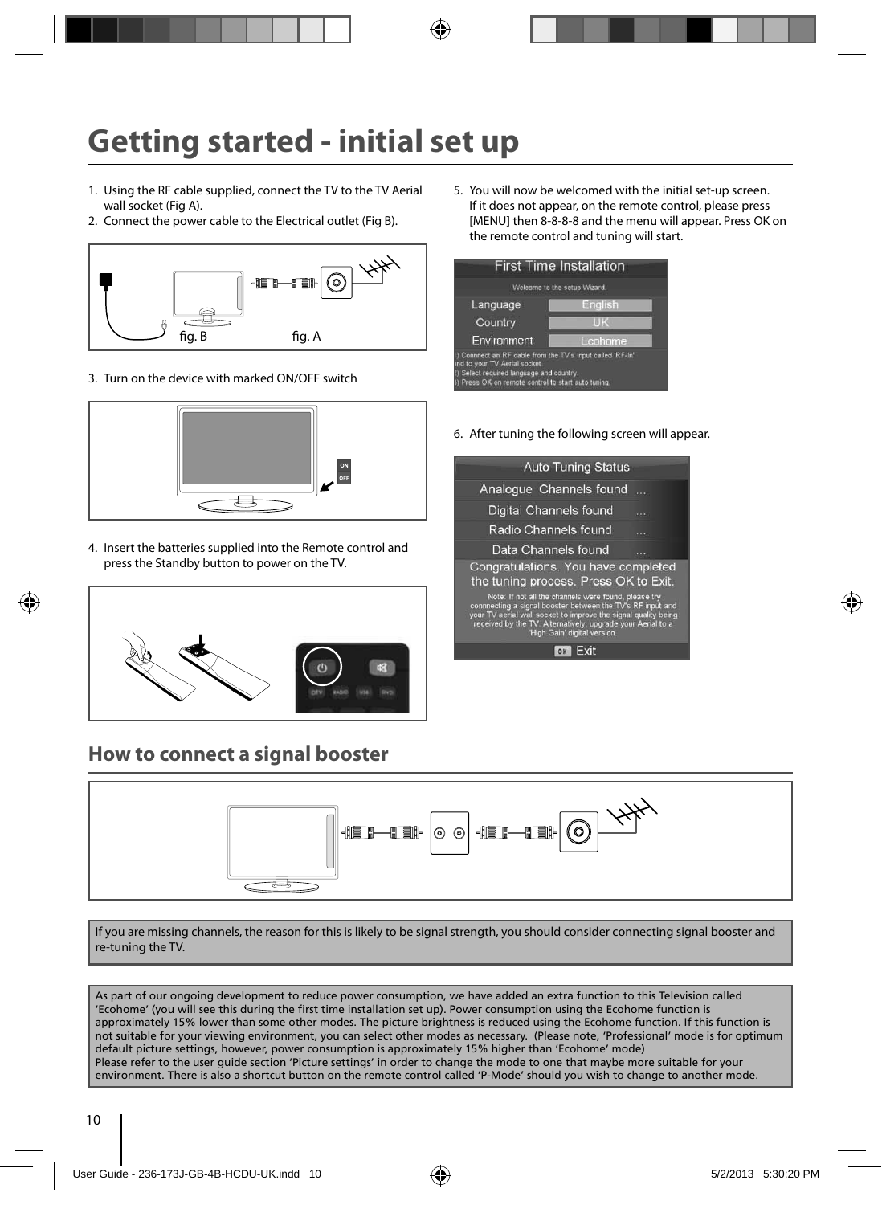# Getting started - initial set up

1. Using the RF cable supplied, connect the TV to the TV Aerial wall socket (Fig A).
2. Connect the power cable to the Electrical outlet (Fig B).

fig. B fig. A

3. Turn on the device with marked ON/OFF switch

4. Insert the batteries supplied into the Remote control and press the Standby button to power on the TV.

5. You will now be welcomed with the initial set-up screen. If it does not appear, on the remote control, please press [MENU] then 8-8-8-8 and the menu will appear. Press OK on the remote control and tuning will start.

6. After tuning the following screen will appear.

## How to connect a signal booster

If you are missing channels, the reason for this is likely to be signal strength, you should consider connecting signal booster and re-tuning the TV.

As part of our ongoing development to reduce power consumption, we have added an extra function to this Television called 'Ecohome' (you will see this during the first time installation set up). Power consumption using the Ecohome function is approximately 15% lower than some other modes. The picture brightness is reduced using the Ecohome function. If this function is not suitable for your viewing environment, you can select other modes as necessary. (Please note, 'Professional' mode is for optimum default picture settings, however, power consumption is approximately 15% higher than 'Ecohome' mode)
Please refer to the user guide section 'Picture settings' in order to change the mode to one that maybe more suitable for your environment. There is also a shortcut button on the remote control called 'P-Mode' should you wish to change to another mode.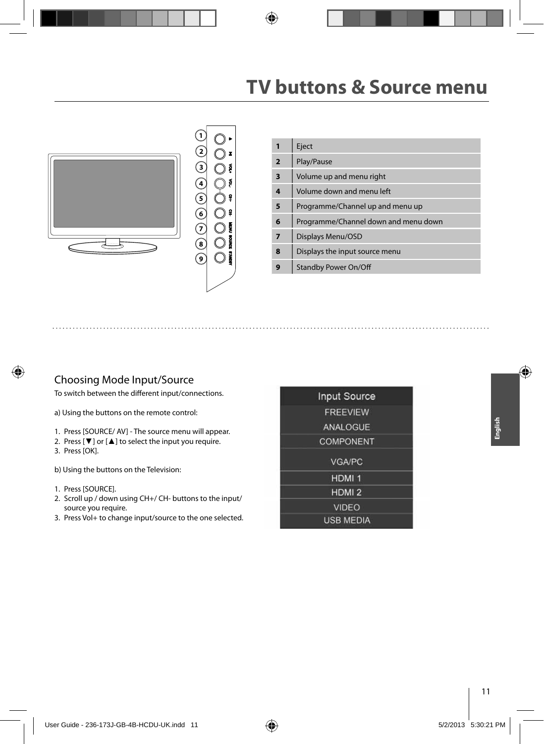# TV buttons & Source menu

| 1 | Eject |
|---|---|
| 2 | Play/Pause |
| 3 | Volume up and menu right |
| 4 | Volume down and menu left |
| 5 | Programme/Channel up and menu up |
| 6 | Programme/Channel down and menu down |
| 7 | Displays Menu/OSD |
| 8 | Displays the input source menu |
| 9 | Standby Power On/Off |

## Choosing Mode Input/Source

To switch between the different input/connections.

a) Using the buttons on the remote control:

1. Press [SOURCE/ AV] - The source menu will appear.
2. Press [▼] or [▲] to select the input you require.
3. Press [OK].

b) Using the buttons on the Television:

1. Press [SOURCE].
2. Scroll up / down using CH+/ CH- buttons to the input/ source you require.
3. Press Vol+ to change input/source to the one selected.

| Input Source |
|---|
| FREEVIEW |
| ANALOGUE |
| COMPONENT |
| VGA/PC |
| HDMI 1 |
| HDMI 2 |
| VIDEO |
| USB MEDIA |

English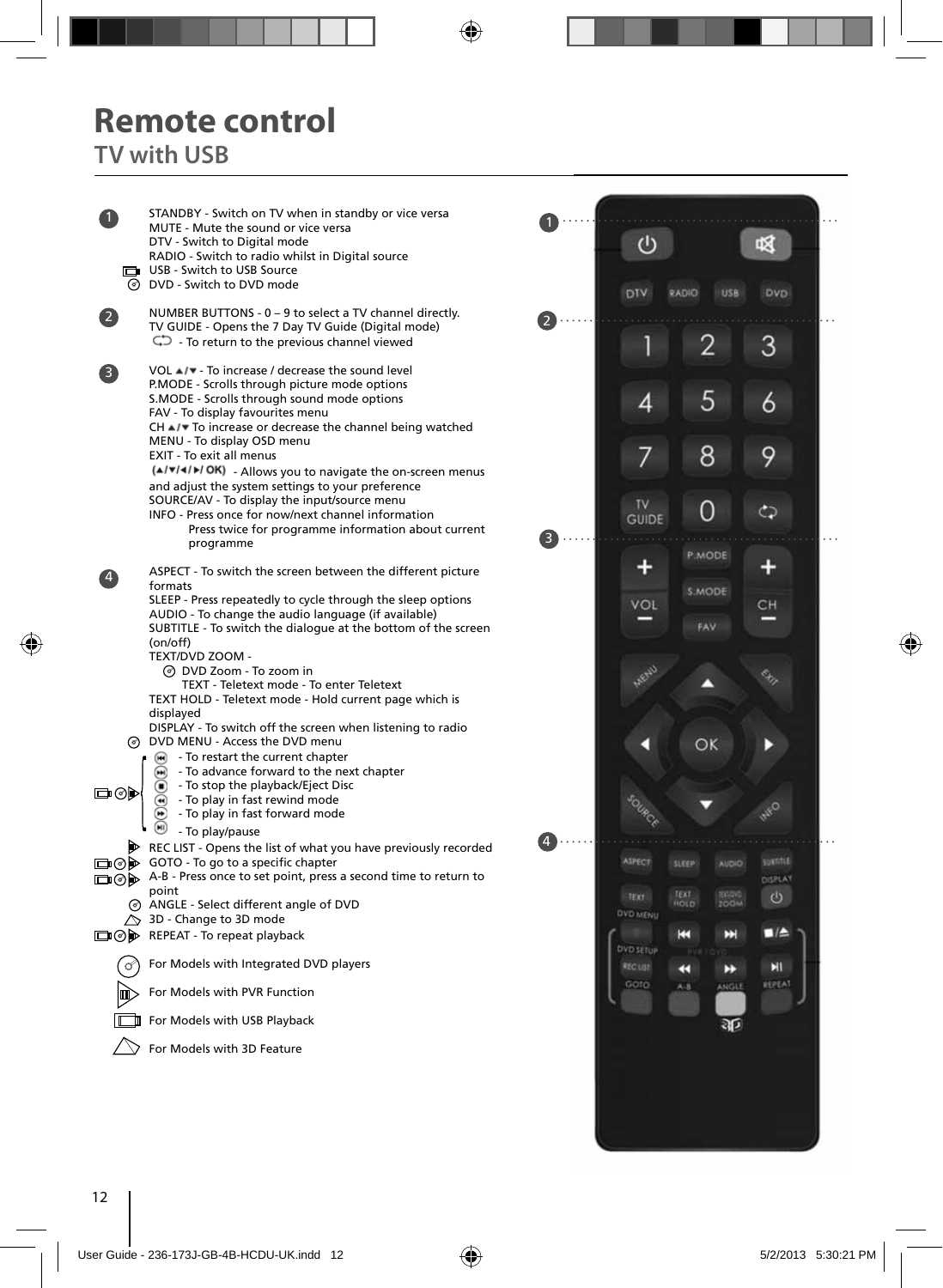# Remote control

## TV with USB

**1**

STANDBY - Switch on TV when in standby or vice versa
MUTE - Mute the sound or vice versa
DTV - Switch to Digital mode
RADIO - Switch to radio whilst in Digital source
USB - Switch to USB Source
DVD - Switch to DVD mode

**2**

NUMBER BUTTONS - 0 – 9 to select a TV channel directly.
TV GUIDE - Opens the 7 Day TV Guide (Digital mode)
- To return to the previous channel viewed

**3**

VOL ▲/▼ - To increase / decrease the sound level
P.MODE - Scrolls through picture mode options
S.MODE - Scrolls through sound mode options
FAV - To display favourites menu
CH ▲/▼ To increase or decrease the channel being watched
MENU - To display OSD menu
EXIT - To exit all menus
(▲/▼/◄/►/ OK) - Allows you to navigate the on-screen menus and adjust the system settings to your preference
SOURCE/AV - To display the input/source menu
INFO - Press once for now/next channel information
Press twice for programme information about current programme

**4**

ASPECT - To switch the screen between the different picture formats
SLEEP - Press repeatedly to cycle through the sleep options
AUDIO - To change the audio language (if available)
SUBTITLE - To switch the dialogue at the bottom of the screen (on/off)
TEXT/DVD ZOOM -
DVD Zoom - To zoom in
TEXT - Teletext mode - To enter Teletext
TEXT HOLD - Teletext mode - Hold current page which is displayed
DISPLAY - To switch off the screen when listening to radio
DVD MENU - Access the DVD menu
- To restart the current chapter
- To advance forward to the next chapter
- To stop the playback/Eject Disc
- To play in fast rewind mode
- To play in fast forward mode
- To play/pause
REC LIST - Opens the list of what you have previously recorded
GOTO - To go to a specific chapter
A-B - Press once to set point, press a second time to return to point
ANGLE - Select different angle of DVD
3D - Change to 3D mode
REPEAT - To repeat playback

For Models with Integrated DVD players
For Models with PVR Function
For Models with USB Playback
For Models with 3D Feature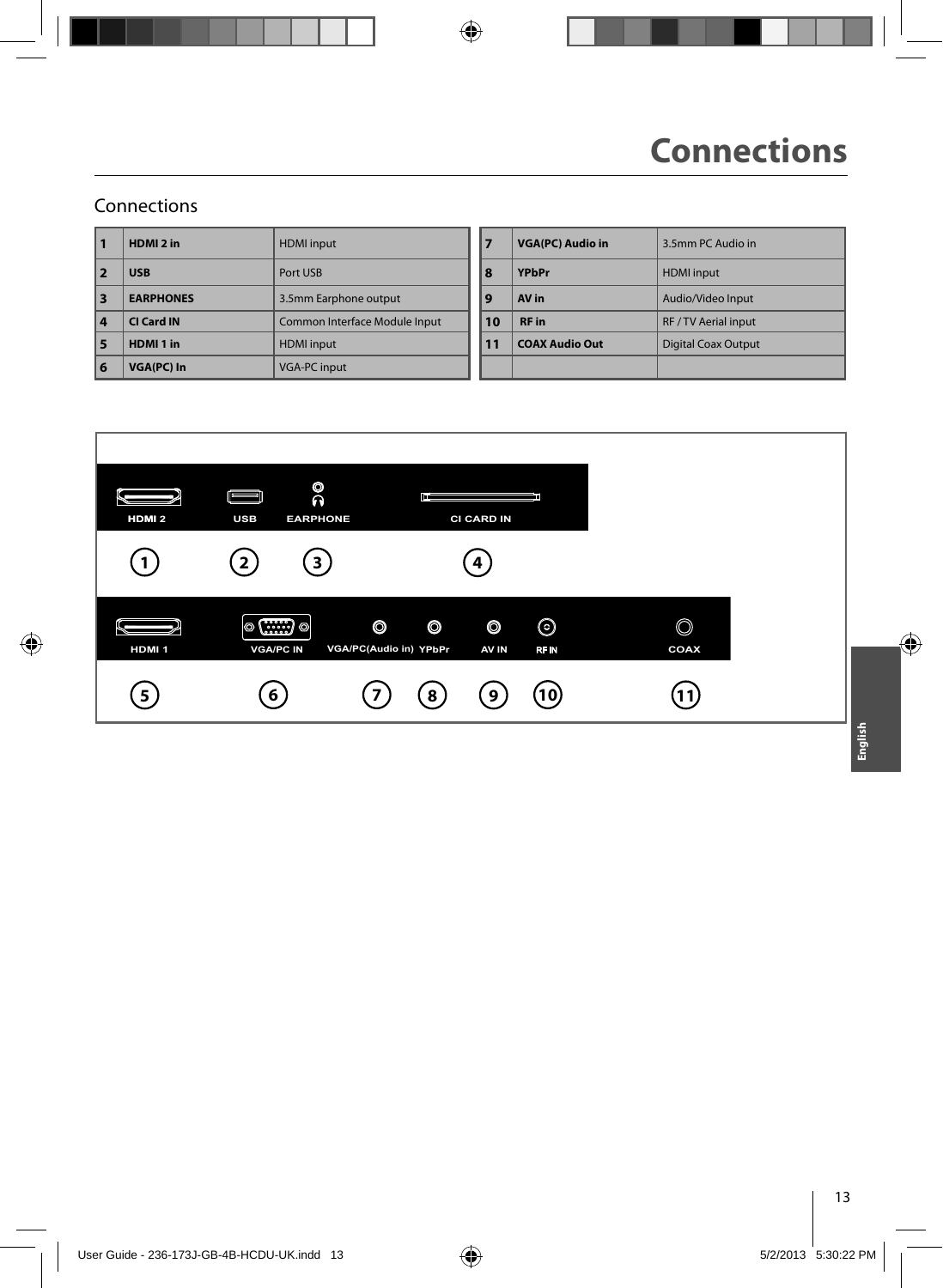# Connections

## Connections

| | | |
|---|---|---|
| 1 | **HDMI 2 in** | HDMI input |
| 2 | **USB** | Port USB |
| 3 | **EARPHONES** | 3.5mm Earphone output |
| 4 | **CI Card IN** | Common Interface Module Input |
| 5 | **HDMI 1 in** | HDMI input |
| 6 | **VGA(PC) In** | VGA-PC input |

| | | |
|---|---|---|
| 7 | **VGA(PC) Audio in** | 3.5mm PC Audio in |
| 8 | **YPbPr** | HDMI input |
| 9 | **AV in** | Audio/Video Input |
| 10 | **RF in** | RF / TV Aerial input |
| 11 | **COAX Audio Out** | Digital Coax Output |
| | | |

HDMI 2 USB EARPHONE CI CARD IN

1 2 3 4

HDMI 1 VGA/PC IN VGA/PC(Audio in) YPbPr AV IN RF IN COAX

5 6 7 8 9 10 11

English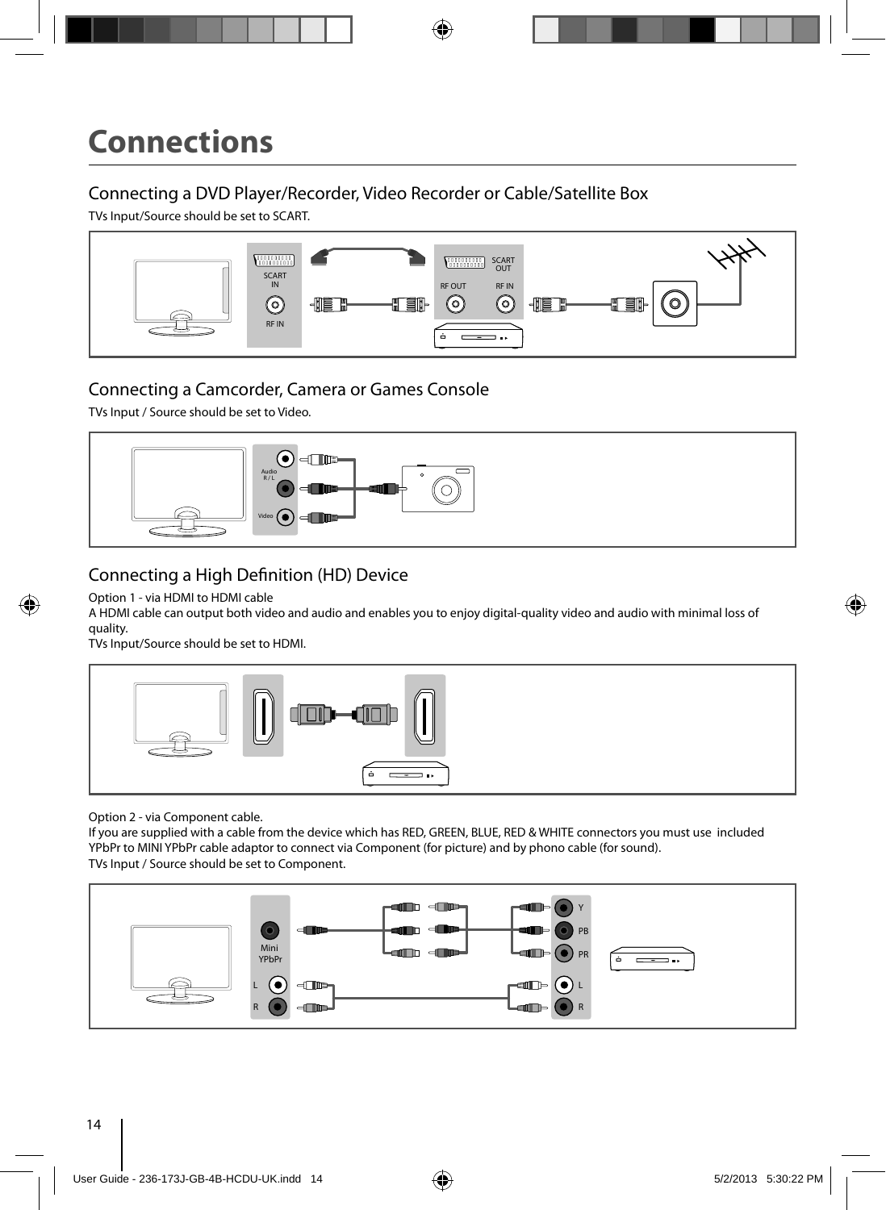# Connections

## Connecting a DVD Player/Recorder, Video Recorder or Cable/Satellite Box

TVs Input/Source should be set to SCART.

## Connecting a Camcorder, Camera or Games Console

TVs Input / Source should be set to Video.

## Connecting a High Definition (HD) Device

Option 1 - via HDMI to HDMI cable

A HDMI cable can output both video and audio and enables you to enjoy digital-quality video and audio with minimal loss of quality.

TVs Input/Source should be set to HDMI.

Option 2 - via Component cable.

If you are supplied with a cable from the device which has RED, GREEN, BLUE, RED & WHITE connectors you must use included YPbPr to MINI YPbPr cable adaptor to connect via Component (for picture) and by phono cable (for sound).

TVs Input / Source should be set to Component.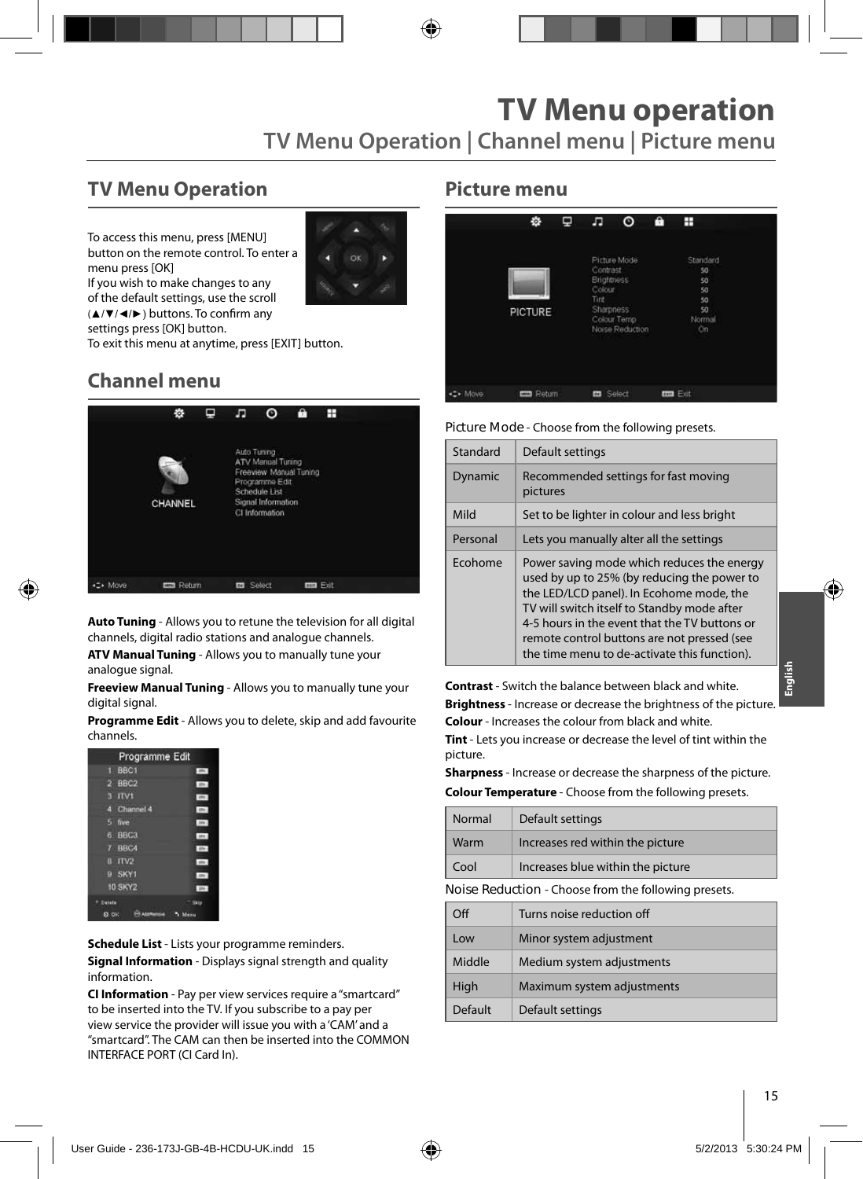# TV Menu operation

## TV Menu Operation | Channel menu | Picture menu

### TV Menu Operation

To access this menu, press [MENU] button on the remote control. To enter a menu press [OK]

If you wish to make changes to any of the default settings, use the scroll (▲/▼/◄/►) buttons. To confirm any settings press [OK] button.

To exit this menu at anytime, press [EXIT] button.

### Channel menu

**Auto Tuning** - Allows you to retune the television for all digital channels, digital radio stations and analogue channels.

**ATV Manual Tuning** - Allows you to manually tune your analogue signal.

**Freeview Manual Tuning** - Allows you to manually tune your digital signal.

**Programme Edit** - Allows you to delete, skip and add favourite channels.

**Schedule List** - Lists your programme reminders.

**Signal Information** - Displays signal strength and quality information.

**CI Information** - Pay per view services require a "smartcard" to be inserted into the TV. If you subscribe to a pay per view service the provider will issue you with a 'CAM' and a "smartcard". The CAM can then be inserted into the COMMON INTERFACE PORT (CI Card In).

### Picture menu

Picture Mode - Choose from the following presets.

| | |
|---|---|
| Standard | Default settings |
| Dynamic | Recommended settings for fast moving pictures |
| Mild | Set to be lighter in colour and less bright |
| Personal | Lets you manually alter all the settings |
| Ecohome | Power saving mode which reduces the energy used by up to 25% (by reducing the power to the LED/LCD panel). In Ecohome mode, the TV will switch itself to Standby mode after 4-5 hours in the event that the TV buttons or remote control buttons are not pressed (see the time menu to de-activate this function). |

**Contrast** - Switch the balance between black and white.

**Brightness** - Increase or decrease the brightness of the picture.

**Colour** - Increases the colour from black and white.

**Tint** - Lets you increase or decrease the level of tint within the picture.

**Sharpness** - Increase or decrease the sharpness of the picture.

**Colour Temperature** - Choose from the following presets.

| | |
|---|---|
| Normal | Default settings |
| Warm | Increases red within the picture |
| Cool | Increases blue within the picture |

Noise Reduction - Choose from the following presets.

| | |
|---|---|
| Off | Turns noise reduction off |
| Low | Minor system adjustment |
| Middle | Medium system adjustments |
| High | Maximum system adjustments |
| Default | Default settings |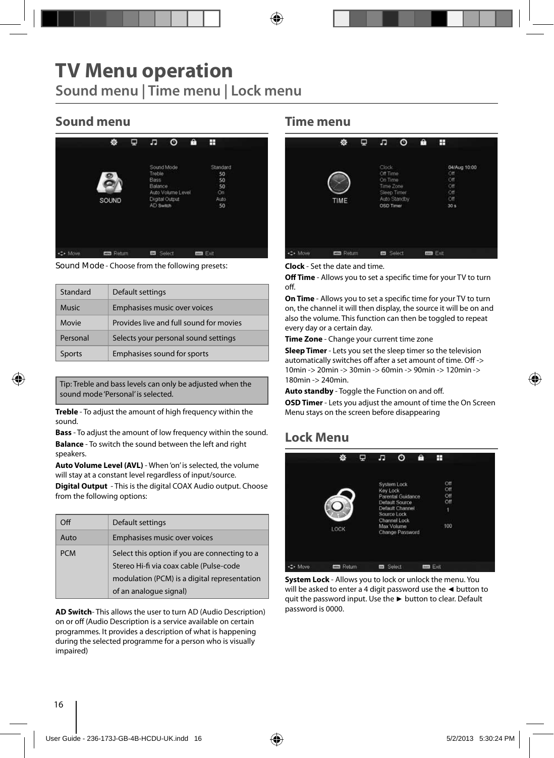# TV Menu operation

## Sound menu | Time menu | Lock menu

### Sound menu

Sound Mode - Choose from the following presets:

| Standard | Default settings |
|---|---|
| Music | Emphasises music over voices |
| Movie | Provides live and full sound for movies |
| Personal | Selects your personal sound settings |
| Sports | Emphasises sound for sports |

Tip: Treble and bass levels can only be adjusted when the sound mode 'Personal' is selected.

**Treble** - To adjust the amount of high frequency within the sound.

**Bass** - To adjust the amount of low frequency within the sound.

**Balance** - To switch the sound between the left and right speakers.

**Auto Volume Level (AVL)** - When 'on' is selected, the volume will stay at a constant level regardless of input/source.

**Digital Output** - This is the digital COAX Audio output. Choose from the following options:

| Off | Default settings |
|---|---|
| Auto | Emphasises music over voices |
| PCM | Select this option if you are connecting to a Stereo Hi-fi via coax cable (Pulse-code modulation (PCM) is a digital representation of an analogue signal) |

**AD Switch**- This allows the user to turn AD (Audio Description) on or off (Audio Description is a service available on certain programmes. It provides a description of what is happening during the selected programme for a person who is visually impaired)

### Time menu

**Clock** - Set the date and time.

**Off Time** - Allows you to set a specific time for your TV to turn off.

**On Time** - Allows you to set a specific time for your TV to turn on, the channel it will then display, the source it will be on and also the volume. This function can then be toggled to repeat every day or a certain day.

**Time Zone** - Change your current time zone

**Sleep Timer** - Lets you set the sleep timer so the television automatically switches off after a set amount of time. Off -> 10min -> 20min -> 30min -> 60min -> 90min -> 120min -> 180min -> 240min.

**Auto standby** - Toggle the Function on and off.

**OSD Timer** - Lets you adjust the amount of time the On Screen Menu stays on the screen before disappearing

### Lock Menu

**System Lock** - Allows you to lock or unlock the menu. You will be asked to enter a 4 digit password use the ◄ button to quit the password input. Use the ► button to clear. Default password is 0000.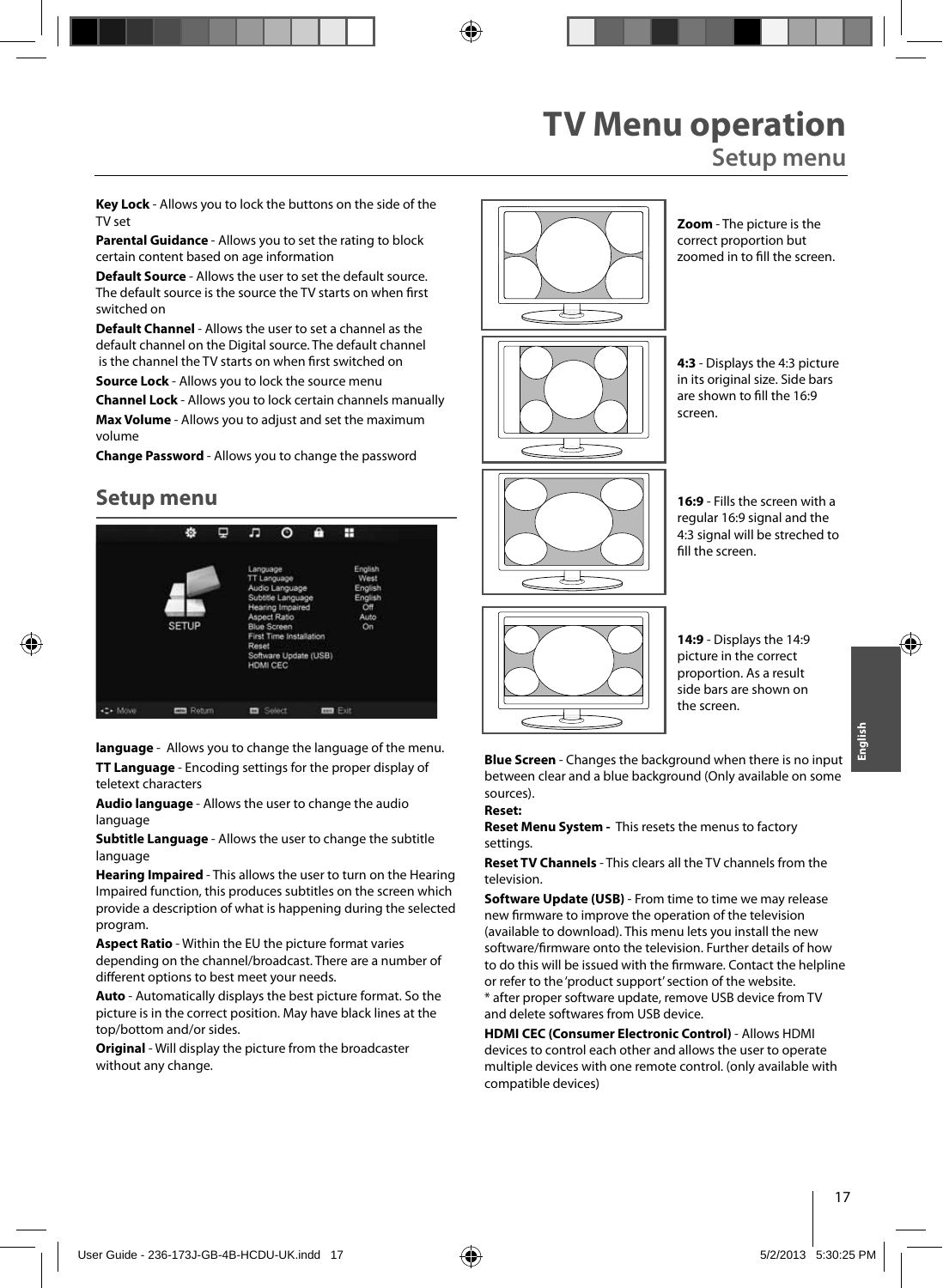# TV Menu operation

## Setup menu

**Key Lock** - Allows you to lock the buttons on the side of the TV set

**Parental Guidance** - Allows you to set the rating to block certain content based on age information

**Default Source** - Allows the user to set the default source. The default source is the source the TV starts on when first switched on

**Default Channel** - Allows the user to set a channel as the default channel on the Digital source. The default channel is the channel the TV starts on when first switched on

**Source Lock** - Allows you to lock the source menu

**Channel Lock** - Allows you to lock certain channels manually

**Max Volume** - Allows you to adjust and set the maximum volume

**Change Password** - Allows you to change the password

## Setup menu

| SETUP | |
|---|---|
| Language | English |
| TT Language | West |
| Audio Language | English |
| Subtitle Language | English |
| Hearing Impaired | Off |
| Aspect Ratio | Auto |
| Blue Screen | On |
| First Time Installation | |
| Reset | |
| Software Update (USB) | |
| HDMI CEC | |

Move Return Select Exit

**language** - Allows you to change the language of the menu.

**TT Language** - Encoding settings for the proper display of teletext characters

**Audio language** - Allows the user to change the audio language

**Subtitle Language** - Allows the user to change the subtitle language

**Hearing Impaired** - This allows the user to turn on the Hearing Impaired function, this produces subtitles on the screen which provide a description of what is happening during the selected program.

**Aspect Ratio** - Within the EU the picture format varies depending on the channel/broadcast. There are a number of different options to best meet your needs.

**Auto** - Automatically displays the best picture format. So the picture is in the correct position. May have black lines at the top/bottom and/or sides.

**Original** - Will display the picture from the broadcaster without any change.

**Zoom** - The picture is the correct proportion but zoomed in to fill the screen.

**4:3** - Displays the 4:3 picture in its original size. Side bars are shown to fill the 16:9 screen.

**16:9** - Fills the screen with a regular 16:9 signal and the 4:3 signal will be streched to fill the screen.

**14:9** - Displays the 14:9 picture in the correct proportion. As a result side bars are shown on the screen.

**Blue Screen** - Changes the background when there is no input between clear and a blue background (Only available on some sources).

**Reset:**

**Reset Menu System -** This resets the menus to factory settings.

**Reset TV Channels** - This clears all the TV channels from the television.

**Software Update (USB)** - From time to time we may release new firmware to improve the operation of the television (available to download). This menu lets you install the new software/firmware onto the television. Further details of how to do this will be issued with the firmware. Contact the helpline or refer to the 'product support' section of the website.
* after proper software update, remove USB device from TV and delete softwares from USB device.

**HDMI CEC (Consumer Electronic Control)** - Allows HDMI devices to control each other and allows the user to operate multiple devices with one remote control. (only available with compatible devices)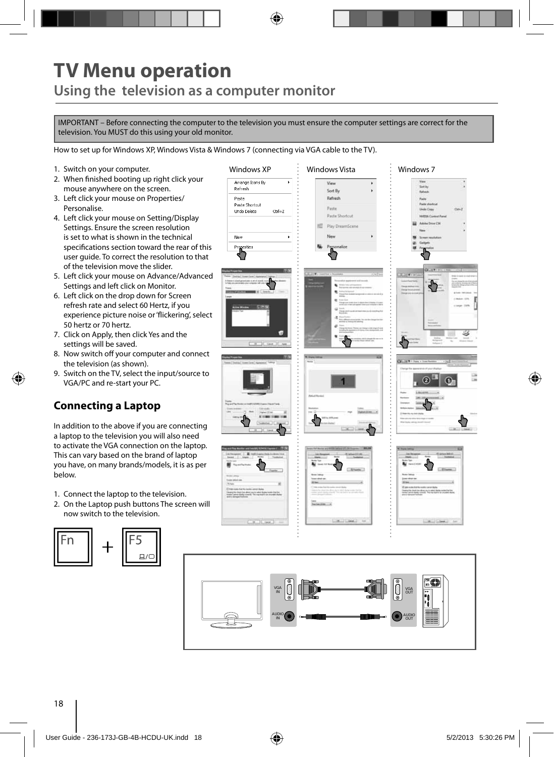# TV Menu operation

## Using the television as a computer monitor

IMPORTANT – Before connecting the computer to the television you must ensure the computer settings are correct for the television. You MUST do this using your old monitor.

How to set up for Windows XP, Windows Vista & Windows 7 (connecting via VGA cable to the TV).

1. Switch on your computer.
2. When finished booting up right click your mouse anywhere on the screen.
3. Left click your mouse on Properties/ Personalise.
4. Left click your mouse on Setting/Display Settings. Ensure the screen resolution is set to what is shown in the technical specifications section toward the rear of this user guide. To correct the resolution to that of the television move the slider.
5. Left click your mouse on Advance/Advanced Settings and left click on Monitor.
6. Left click on the drop down for Screen refresh rate and select 60 Hertz, if you experience picture noise or 'flickering', select 50 hertz or 70 hertz.
7. Click on Apply, then click Yes and the settings will be saved.
8. Now switch off your computer and connect the television (as shown).
9. Switch on the TV, select the input/source to VGA/PC and re-start your PC.

Windows XP | Windows Vista | Windows 7

### Connecting a Laptop

In addition to the above if you are connecting a laptop to the television you will also need to activate the VGA connection on the laptop. This can vary based on the brand of laptop you have, on many brands/models, it is as per below.

1. Connect the laptop to the television.
2. On the Laptop push buttons The screen will now switch to the television.

Fn + F5

VGA IN | AUDIO IN | VGA OUT | AUDIO OUT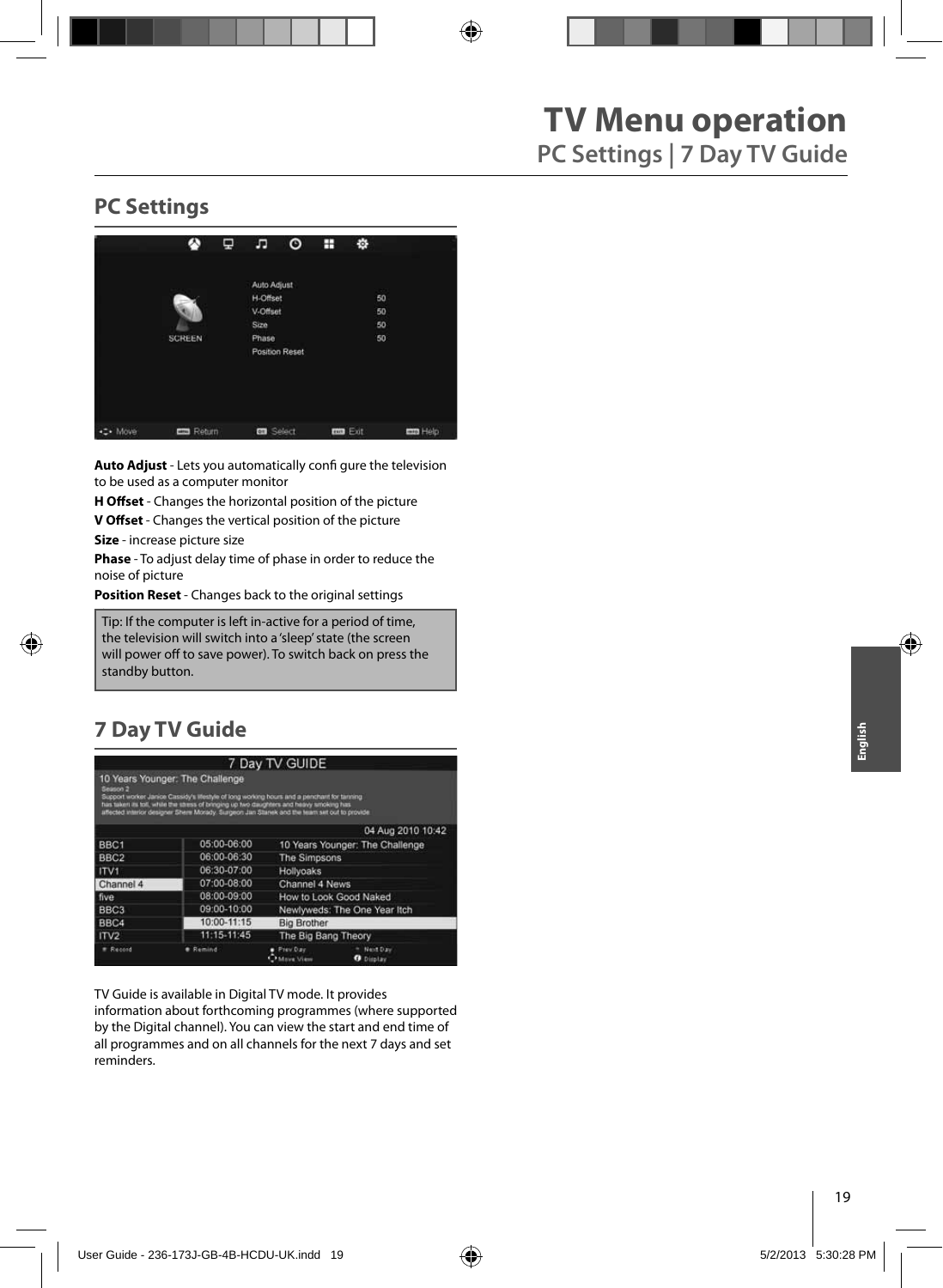# TV Menu operation

## PC Settings | 7 Day TV Guide

### PC Settings

**Auto Adjust** - Lets you automatically confi gure the television to be used as a computer monitor

**H Offset** - Changes the horizontal position of the picture

**V Offset** - Changes the vertical position of the picture

**Size** - increase picture size

**Phase** - To adjust delay time of phase in order to reduce the noise of picture

**Position Reset** - Changes back to the original settings

Tip: If the computer is left in-active for a period of time, the television will switch into a 'sleep' state (the screen will power off to save power). To switch back on press the standby button.

### 7 Day TV Guide

TV Guide is available in Digital TV mode. It provides information about forthcoming programmes (where supported by the Digital channel). You can view the start and end time of all programmes and on all channels for the next 7 days and set reminders.

English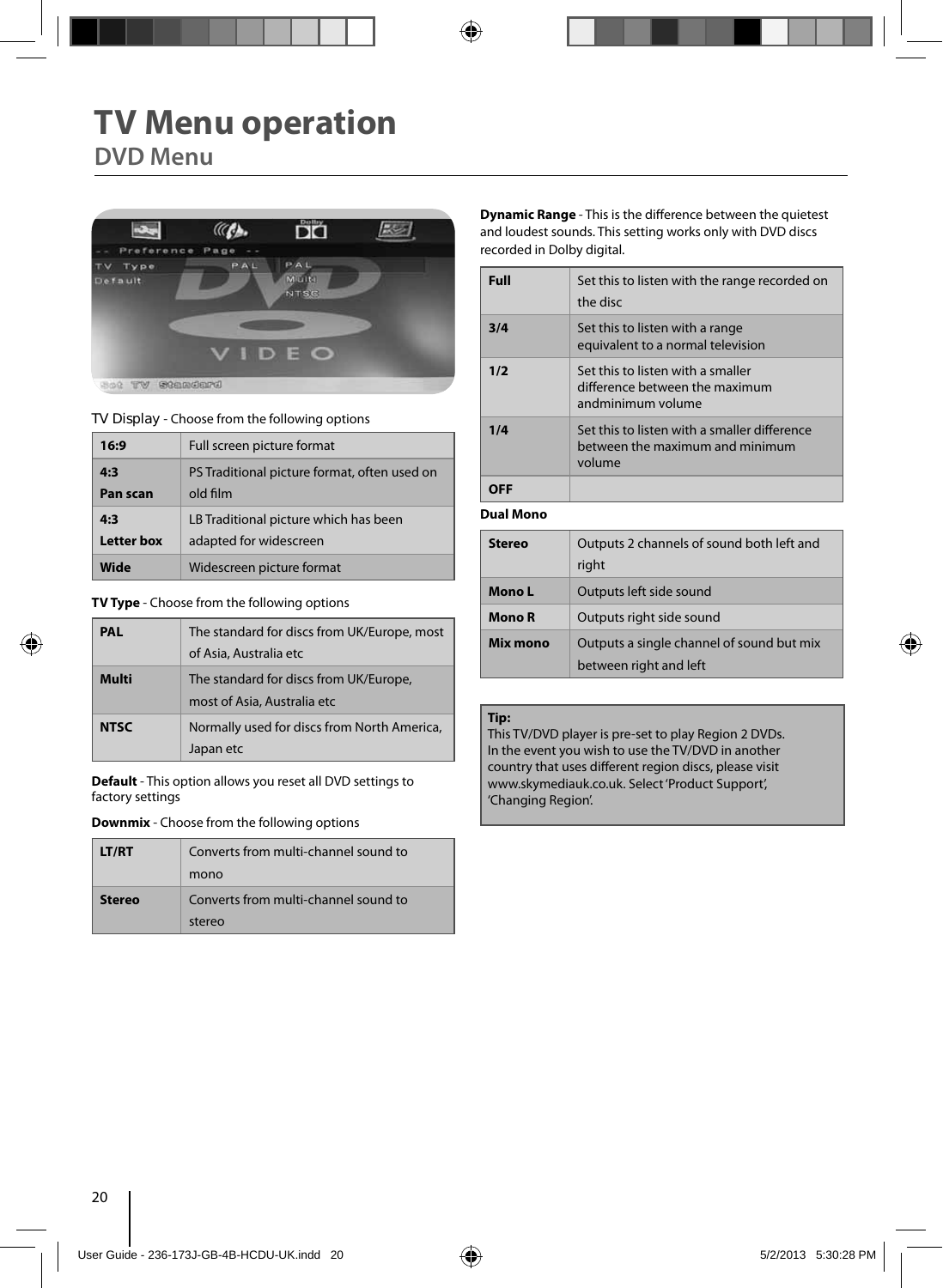# TV Menu operation

## DVD Menu

TV Display - Choose from the following options

| | |
|---|---|
| **16:9** | Full screen picture format |
| **4:3 Pan scan** | PS Traditional picture format, often used on old film |
| **4:3 Letter box** | LB Traditional picture which has been adapted for widescreen |
| **Wide** | Widescreen picture format |

**TV Type** - Choose from the following options

| | |
|---|---|
| **PAL** | The standard for discs from UK/Europe, most of Asia, Australia etc |
| **Multi** | The standard for discs from UK/Europe, most of Asia, Australia etc |
| **NTSC** | Normally used for discs from North America, Japan etc |

**Default** - This option allows you reset all DVD settings to factory settings

**Downmix** - Choose from the following options

| | |
|---|---|
| **LT/RT** | Converts from multi-channel sound to mono |
| **Stereo** | Converts from multi-channel sound to stereo |

**Dynamic Range** - This is the difference between the quietest and loudest sounds. This setting works only with DVD discs recorded in Dolby digital.

| | |
|---|---|
| **Full** | Set this to listen with the range recorded on the disc |
| **3/4** | Set this to listen with a range equivalent to a normal television |
| **1/2** | Set this to listen with a smaller difference between the maximum andminimum volume |
| **1/4** | Set this to listen with a smaller difference between the maximum and minimum volume |
| **OFF** | |

**Dual Mono**

| | |
|---|---|
| **Stereo** | Outputs 2 channels of sound both left and right |
| **Mono L** | Outputs left side sound |
| **Mono R** | Outputs right side sound |
| **Mix mono** | Outputs a single channel of sound but mix between right and left |

**Tip:**
This TV/DVD player is pre-set to play Region 2 DVDs. In the event you wish to use the TV/DVD in another country that uses different region discs, please visit www.skymediauk.co.uk. Select 'Product Support', 'Changing Region'.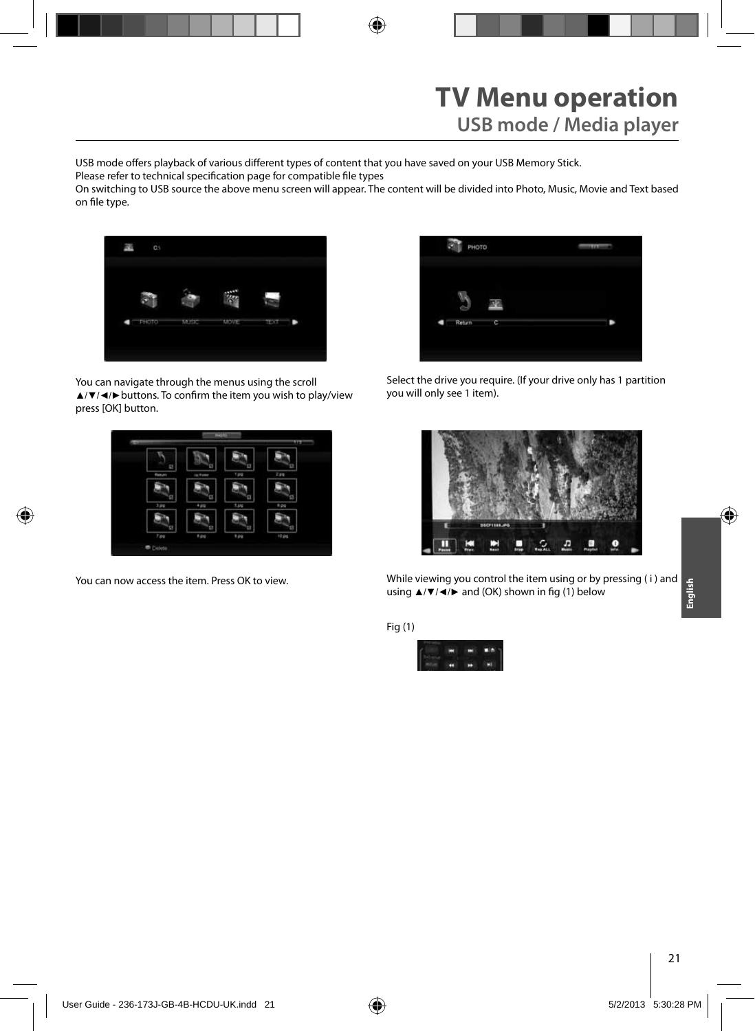# TV Menu operation

## USB mode / Media player

USB mode offers playback of various different types of content that you have saved on your USB Memory Stick.
Please refer to technical specification page for compatible file types
On switching to USB source the above menu screen will appear. The content will be divided into Photo, Music, Movie and Text based on file type.

You can navigate through the menus using the scroll ▲/▼/◄/►buttons. To confirm the item you wish to play/view press [OK] button.

Select the drive you require. (If your drive only has 1 partition you will only see 1 item).

You can now access the item. Press OK to view.

While viewing you control the item using or by pressing ( i ) and using ▲/▼/◄/► and (OK) shown in fig (1) below

Fig (1)

English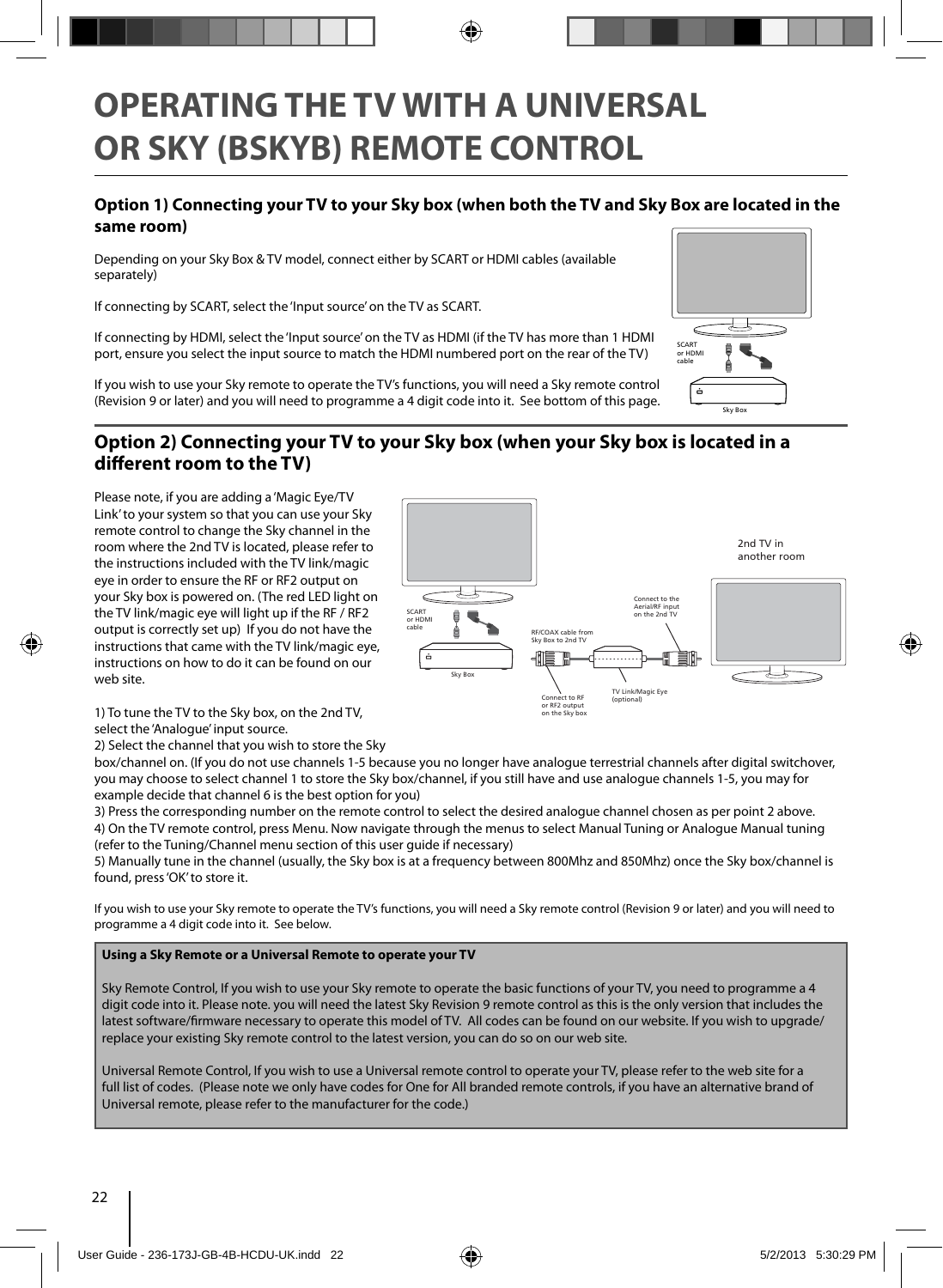# OPERATING THE TV WITH A UNIVERSAL OR SKY (BSKYB) REMOTE CONTROL

## Option 1) Connecting your TV to your Sky box (when both the TV and Sky Box are located in the same room)

Depending on your Sky Box & TV model, connect either by SCART or HDMI cables (available separately)

If connecting by SCART, select the 'Input source' on the TV as SCART.

If connecting by HDMI, select the 'Input source' on the TV as HDMI (if the TV has more than 1 HDMI port, ensure you select the input source to match the HDMI numbered port on the rear of the TV)

If you wish to use your Sky remote to operate the TV's functions, you will need a Sky remote control (Revision 9 or later) and you will need to programme a 4 digit code into it. See bottom of this page.

SCART or HDMI cable

Sky Box

## Option 2) Connecting your TV to your Sky box (when your Sky box is located in a different room to the TV)

Please note, if you are adding a 'Magic Eye/TV Link' to your system so that you can use your Sky remote control to change the Sky channel in the room where the 2nd TV is located, please refer to the instructions included with the TV link/magic eye in order to ensure the RF or RF2 output on your Sky box is powered on. (The red LED light on the TV link/magic eye will light up if the RF / RF2 output is correctly set up) If you do not have the instructions that came with the TV link/magic eye, instructions on how to do it can be found on our web site.

SCART or HDMI cable

Sky Box

RF/COAX cable from Sky Box to 2nd TV

Connect to RF or RF2 output on the Sky box

TV Link/Magic Eye (optional)

Connect to the Aerial/RF input on the 2nd TV

2nd TV in another room

1) To tune the TV to the Sky box, on the 2nd TV, select the 'Analogue' input source.

2) Select the channel that you wish to store the Sky box/channel on. (If you do not use channels 1-5 because you no longer have analogue terrestrial channels after digital switchover, you may choose to select channel 1 to store the Sky box/channel, if you still have and use analogue channels 1-5, you may for example decide that channel 6 is the best option for you)

3) Press the corresponding number on the remote control to select the desired analogue channel chosen as per point 2 above.

4) On the TV remote control, press Menu. Now navigate through the menus to select Manual Tuning or Analogue Manual tuning (refer to the Tuning/Channel menu section of this user guide if necessary)

5) Manually tune in the channel (usually, the Sky box is at a frequency between 800Mhz and 850Mhz) once the Sky box/channel is found, press 'OK' to store it.

If you wish to use your Sky remote to operate the TV's functions, you will need a Sky remote control (Revision 9 or later) and you will need to programme a 4 digit code into it. See below.

**Using a Sky Remote or a Universal Remote to operate your TV**

Sky Remote Control, If you wish to use your Sky remote to operate the basic functions of your TV, you need to programme a 4 digit code into it. Please note. you will need the latest Sky Revision 9 remote control as this is the only version that includes the latest software/firmware necessary to operate this model of TV. All codes can be found on our website. If you wish to upgrade/ replace your existing Sky remote control to the latest version, you can do so on our web site.

Universal Remote Control, If you wish to use a Universal remote control to operate your TV, please refer to the web site for a full list of codes. (Please note we only have codes for One for All branded remote controls, if you have an alternative brand of Universal remote, please refer to the manufacturer for the code.)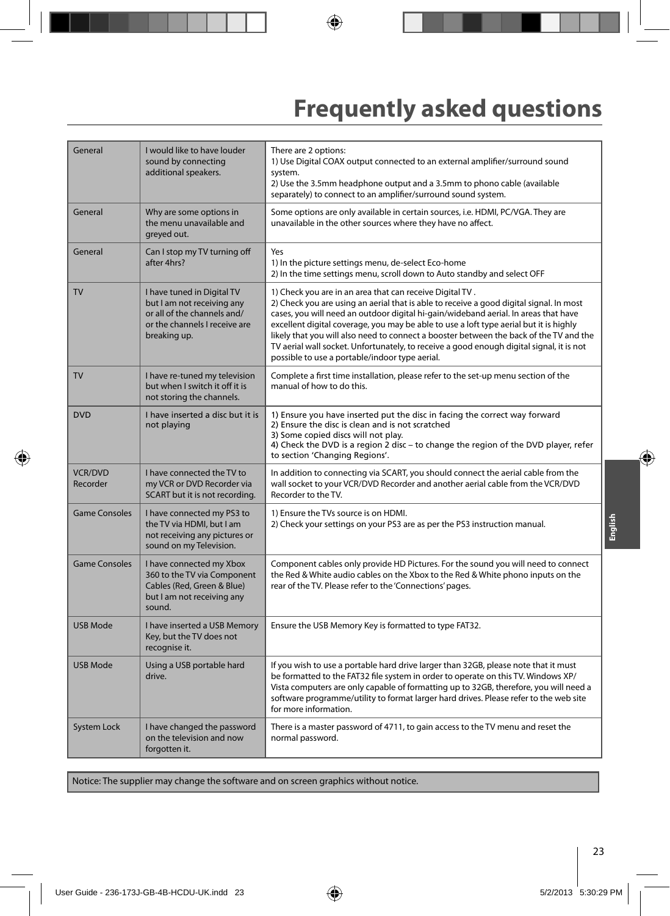# Frequently asked questions

| | | |
|---|---|---|
| General | I would like to have louder sound by connecting additional speakers. | There are 2 options:<br>1) Use Digital COAX output connected to an external amplifier/surround sound system.<br>2) Use the 3.5mm headphone output and a 3.5mm to phono cable (available separately) to connect to an amplifier/surround sound system. |
| General | Why are some options in the menu unavailable and greyed out. | Some options are only available in certain sources, i.e. HDMI, PC/VGA. They are unavailable in the other sources where they have no affect. |
| General | Can I stop my TV turning off after 4hrs? | Yes<br>1) In the picture settings menu, de-select Eco-home<br>2) In the time settings menu, scroll down to Auto standby and select OFF |
| TV | I have tuned in Digital TV but I am not receiving any or all of the channels and/ or the channels I receive are breaking up. | 1) Check you are in an area that can receive Digital TV .<br>2) Check you are using an aerial that is able to receive a good digital signal. In most cases, you will need an outdoor digital hi-gain/wideband aerial. In areas that have excellent digital coverage, you may be able to use a loft type aerial but it is highly likely that you will also need to connect a booster between the back of the TV and the TV aerial wall socket. Unfortunately, to receive a good enough digital signal, it is not possible to use a portable/indoor type aerial. |
| TV | I have re-tuned my television but when I switch it off it is not storing the channels. | Complete a first time installation, please refer to the set-up menu section of the manual of how to do this. |
| DVD | I have inserted a disc but it is not playing | 1) Ensure you have inserted put the disc in facing the correct way forward<br>2) Ensure the disc is clean and is not scratched<br>3) Some copied discs will not play.<br>4) Check the DVD is a region 2 disc – to change the region of the DVD player, refer to section 'Changing Regions'. |
| VCR/DVD Recorder | I have connected the TV to my VCR or DVD Recorder via SCART but it is not recording. | In addition to connecting via SCART, you should connect the aerial cable from the wall socket to your VCR/DVD Recorder and another aerial cable from the VCR/DVD Recorder to the TV. |
| Game Consoles | I have connected my PS3 to the TV via HDMI, but I am not receiving any pictures or sound on my Television. | 1) Ensure the TVs source is on HDMI.<br>2) Check your settings on your PS3 are as per the PS3 instruction manual. |
| Game Consoles | I have connected my Xbox 360 to the TV via Component Cables (Red, Green & Blue) but I am not receiving any sound. | Component cables only provide HD Pictures. For the sound you will need to connect the Red & White audio cables on the Xbox to the Red & White phono inputs on the rear of the TV. Please refer to the 'Connections' pages. |
| USB Mode | I have inserted a USB Memory Key, but the TV does not recognise it. | Ensure the USB Memory Key is formatted to type FAT32. |
| USB Mode | Using a USB portable hard drive. | If you wish to use a portable hard drive larger than 32GB, please note that it must be formatted to the FAT32 file system in order to operate on this TV. Windows XP/ Vista computers are only capable of formatting up to 32GB, therefore, you will need a software programme/utility to format larger hard drives. Please refer to the web site for more information. |
| System Lock | I have changed the password on the television and now forgotten it. | There is a master password of 4711, to gain access to the TV menu and reset the normal password. |

Notice: The supplier may change the software and on screen graphics without notice.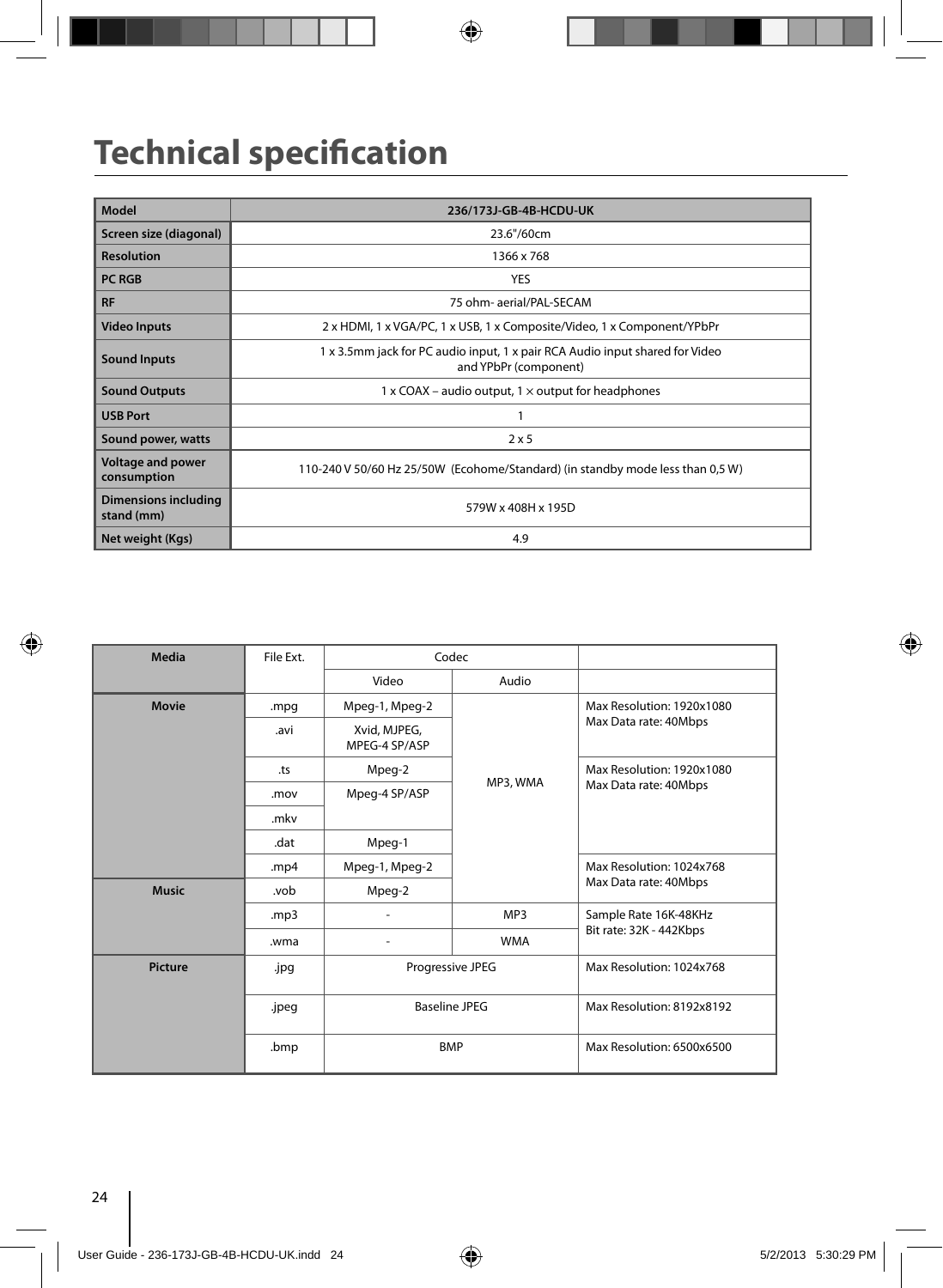# Technical specification

| Model | 236/173J-GB-4B-HCDU-UK |
|---|---|
| Screen size (diagonal) | 23.6"/60cm |
| Resolution | 1366 x 768 |
| PC RGB | YES |
| RF | 75 ohm- aerial/PAL-SECAM |
| Video Inputs | 2 x HDMI, 1 x VGA/PC, 1 x USB, 1 x Composite/Video, 1 x Component/YPbPr |
| Sound Inputs | 1 x 3.5mm jack for PC audio input, 1 x pair RCA Audio input shared for Video and YPbPr (component) |
| Sound Outputs | 1 x COAX – audio output, 1 × output for headphones |
| USB Port | 1 |
| Sound power, watts | 2 x 5 |
| Voltage and power consumption | 110-240 V 50/60 Hz 25/50W (Ecohome/Standard) (in standby mode less than 0,5 W) |
| Dimensions including stand (mm) | 579W x 408H x 195D |
| Net weight (Kgs) | 4.9 |

| Media | File Ext. | Codec | | |
|---|---|---|---|---|
| | | Video | Audio | |
| Movie | .mpg | Mpeg-1, Mpeg-2 | MP3, WMA | Max Resolution: 1920x1080<br>Max Data rate: 40Mbps |
| | .avi | Xvid, MJPEG, MPEG-4 SP/ASP | | |
| | .ts | Mpeg-2 | | Max Resolution: 1920x1080<br>Max Data rate: 40Mbps |
| | .mov | Mpeg-4 SP/ASP | | |
| | .mkv | | | |
| | .dat | Mpeg-1 | | |
| | .mp4 | Mpeg-1, Mpeg-2 | | Max Resolution: 1024x768<br>Max Data rate: 40Mbps |
| Music | .vob | Mpeg-2 | | |
| | .mp3 | - | MP3 | Sample Rate 16K-48KHz<br>Bit rate: 32K - 442Kbps |
| | .wma | - | WMA | |
| Picture | .jpg | Progressive JPEG | | Max Resolution: 1024x768 |
| | .jpeg | Baseline JPEG | | Max Resolution: 8192x8192 |
| | .bmp | BMP | | Max Resolution: 6500x6500 |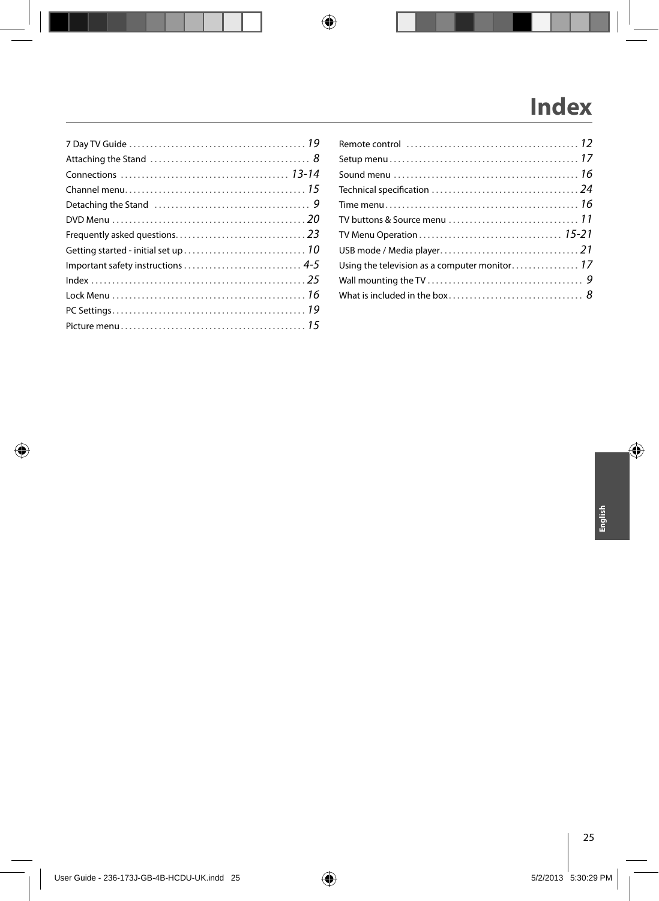# Index

7 Day TV Guide . . . . . . . . . . . . . . . . . . . . . . . . . . . . . . . . . . . . . . . . . 19
Attaching the Stand . . . . . . . . . . . . . . . . . . . . . . . . . . . . . . . . . . . . . . 8
Connections . . . . . . . . . . . . . . . . . . . . . . . . . . . . . . . . . . . . . . . . 13-14
Channel menu. . . . . . . . . . . . . . . . . . . . . . . . . . . . . . . . . . . . . . . . . . 15
Detaching the Stand . . . . . . . . . . . . . . . . . . . . . . . . . . . . . . . . . . . . 9
DVD Menu . . . . . . . . . . . . . . . . . . . . . . . . . . . . . . . . . . . . . . . . . . . . . 20
Frequently asked questions. . . . . . . . . . . . . . . . . . . . . . . . . . . . . . . 23
Getting started - initial set up . . . . . . . . . . . . . . . . . . . . . . . . . . . . 10
Important safety instructions . . . . . . . . . . . . . . . . . . . . . . . . . . . . 4-5
Index . . . . . . . . . . . . . . . . . . . . . . . . . . . . . . . . . . . . . . . . . . . . . . . . . 25
Lock Menu . . . . . . . . . . . . . . . . . . . . . . . . . . . . . . . . . . . . . . . . . . . . . 16
PC Settings. . . . . . . . . . . . . . . . . . . . . . . . . . . . . . . . . . . . . . . . . . . . . . 19
Picture menu . . . . . . . . . . . . . . . . . . . . . . . . . . . . . . . . . . . . . . . . . . . . 15
Remote control . . . . . . . . . . . . . . . . . . . . . . . . . . . . . . . . . . . . . . . . 12
Setup menu . . . . . . . . . . . . . . . . . . . . . . . . . . . . . . . . . . . . . . . . . . . . . 17
Sound menu . . . . . . . . . . . . . . . . . . . . . . . . . . . . . . . . . . . . . . . . . . . . 16
Technical specification . . . . . . . . . . . . . . . . . . . . . . . . . . . . . . . . . . . 24
Time menu . . . . . . . . . . . . . . . . . . . . . . . . . . . . . . . . . . . . . . . . . . . . . . 16
TV buttons & Source menu . . . . . . . . . . . . . . . . . . . . . . . . . . . . . . . 11
TV Menu Operation . . . . . . . . . . . . . . . . . . . . . . . . . . . . . . . . . . 15-21
USB mode / Media player. . . . . . . . . . . . . . . . . . . . . . . . . . . . . . . . . 21
Using the television as a computer monitor. . . . . . . . . . . . . . . . 17
Wall mounting the TV . . . . . . . . . . . . . . . . . . . . . . . . . . . . . . . . . . . . 9
What is included in the box. . . . . . . . . . . . . . . . . . . . . . . . . . . . . . . 8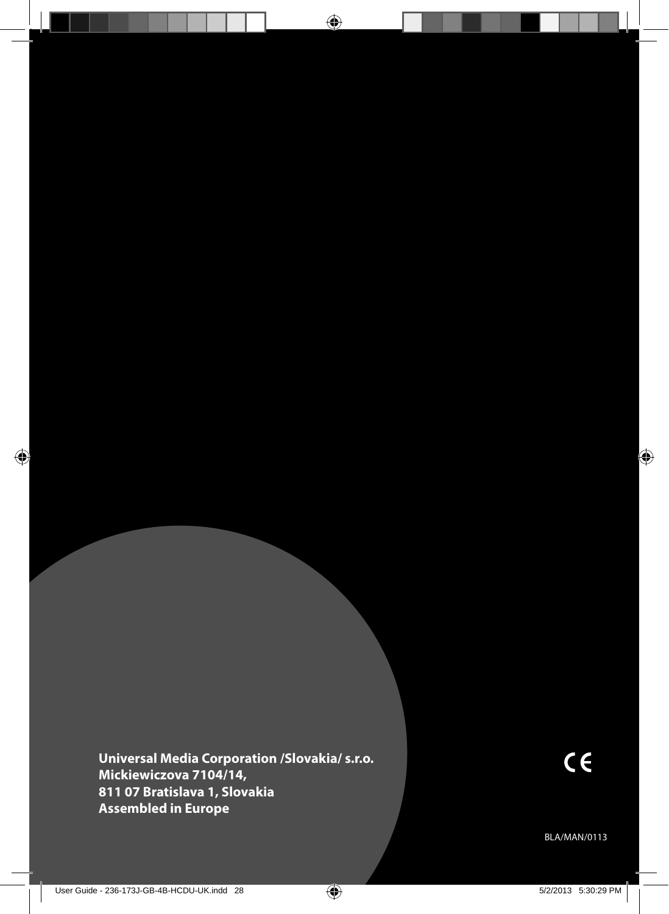**Universal Media Corporation /Slovakia/ s.r.o.**
**Mickiewiczova 7104/14,**
**811 07 Bratislava 1, Slovakia**
**Assembled in Europe**

CE

BLA/MAN/0113